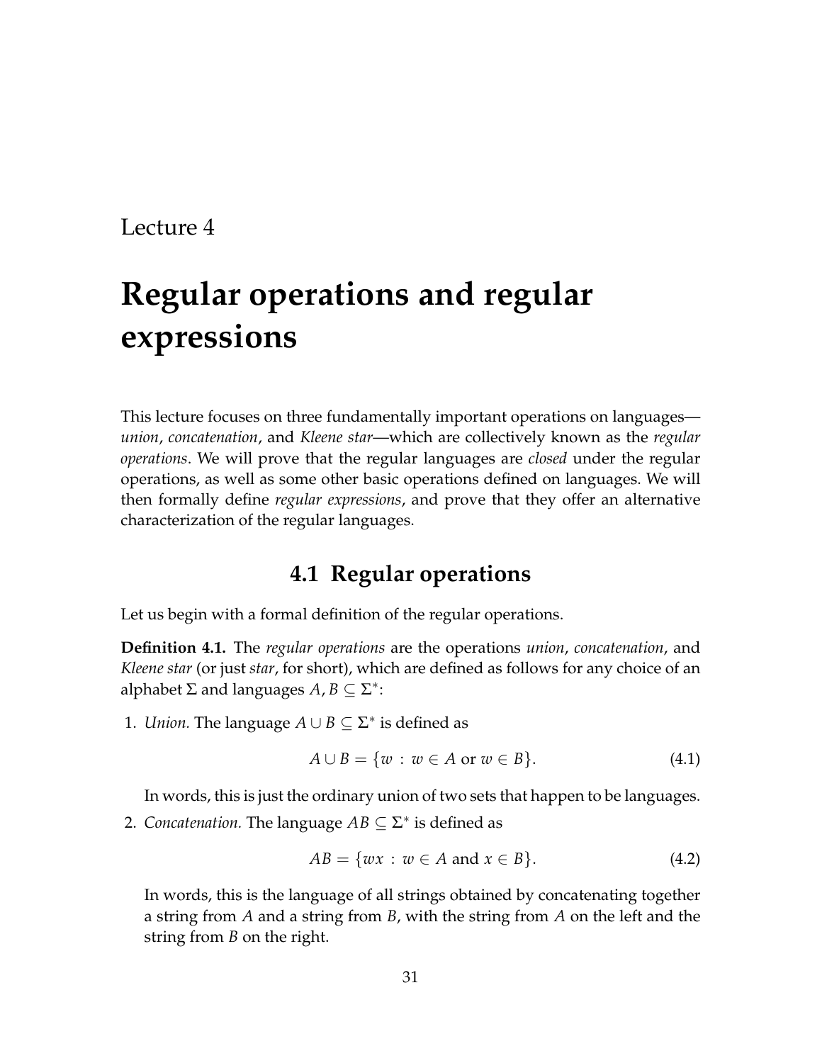Lecture 4

# Regular operations and regular expressions

This lecture focuses on three fundamentally important operations on languages—*union*, *concatenation*, and *Kleene star*—which are collectively known as the *regular operations*. We will prove that the regular languages are *closed* under the regular operations, as well as some other basic operations defined on languages. We will then formally define *regular expressions*, and prove that they offer an alternative characterization of the regular languages.

## 4.1 Regular operations

Let us begin with a formal definition of the regular operations.

**Definition 4.1.** The *regular operations* are the operations *union*, *concatenation*, and *Kleene star* (or just *star*, for short), which are defined as follows for any choice of an alphabet $\Sigma$ and languages $A, B \subseteq \Sigma^*$:

1. *Union.* The language $A \cup B \subseteq \Sigma^*$ is defined as

   $$A \cup B = \{w \,:\, w \in A \text{ or } w \in B\}. \tag{4.1}$$

   In words, this is just the ordinary union of two sets that happen to be languages.

2. *Concatenation.* The language $AB \subseteq \Sigma^*$ is defined as

   $$AB = \{wx \,:\, w \in A \text{ and } x \in B\}. \tag{4.2}$$

   In words, this is the language of all strings obtained by concatenating together a string from $A$ and a string from $B$, with the string from $A$ on the left and the string from $B$ on the right.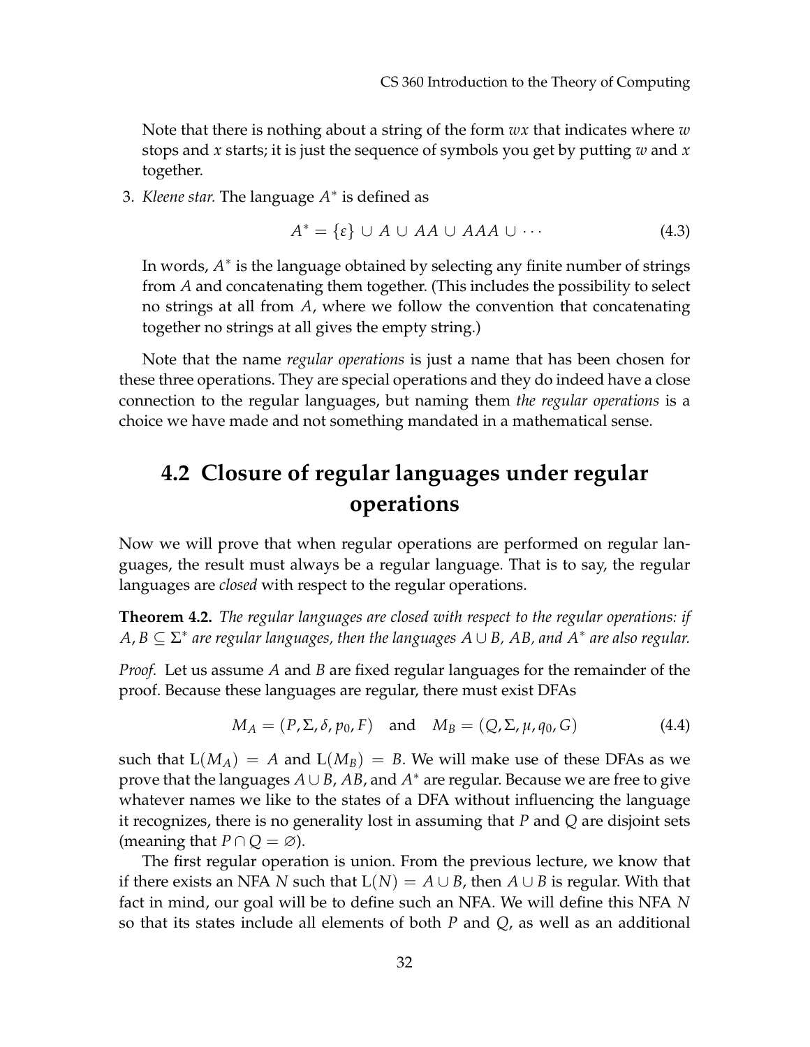Note that there is nothing about a string of the form $wx$ that indicates where $w$ stops and $x$ starts; it is just the sequence of symbols you get by putting $w$ and $x$ together.

3. *Kleene star.* The language $A^*$ is defined as

$$A^* = \{\varepsilon\} \cup A \cup AA \cup AAA \cup \cdots \tag{4.3}$$

In words, $A^*$ is the language obtained by selecting any finite number of strings from $A$ and concatenating them together. (This includes the possibility to select no strings at all from $A$, where we follow the convention that concatenating together no strings at all gives the empty string.)

Note that the name *regular operations* is just a name that has been chosen for these three operations. They are special operations and they do indeed have a close connection to the regular languages, but naming them *the regular operations* is a choice we have made and not something mandated in a mathematical sense.

## 4.2 Closure of regular languages under regular operations

Now we will prove that when regular operations are performed on regular languages, the result must always be a regular language. That is to say, the regular languages are *closed* with respect to the regular operations.

**Theorem 4.2.** *The regular languages are closed with respect to the regular operations: if $A, B \subseteq \Sigma^*$ are regular languages, then the languages $A \cup B$, $AB$, and $A^*$ are also regular.*

*Proof.* Let us assume $A$ and $B$ are fixed regular languages for the remainder of the proof. Because these languages are regular, there must exist DFAs

$$M_A = (P, \Sigma, \delta, p_0, F) \quad \text{and} \quad M_B = (Q, \Sigma, \mu, q_0, G) \tag{4.4}$$

such that $\mathrm{L}(M_A) = A$ and $\mathrm{L}(M_B) = B$. We will make use of these DFAs as we prove that the languages $A \cup B$, $AB$, and $A^*$ are regular. Because we are free to give whatever names we like to the states of a DFA without influencing the language it recognizes, there is no generality lost in assuming that $P$ and $Q$ are disjoint sets (meaning that $P \cap Q = \varnothing$).

The first regular operation is union. From the previous lecture, we know that if there exists an NFA $N$ such that $\mathrm{L}(N) = A \cup B$, then $A \cup B$ is regular. With that fact in mind, our goal will be to define such an NFA. We will define this NFA $N$ so that its states include all elements of both $P$ and $Q$, as well as an additional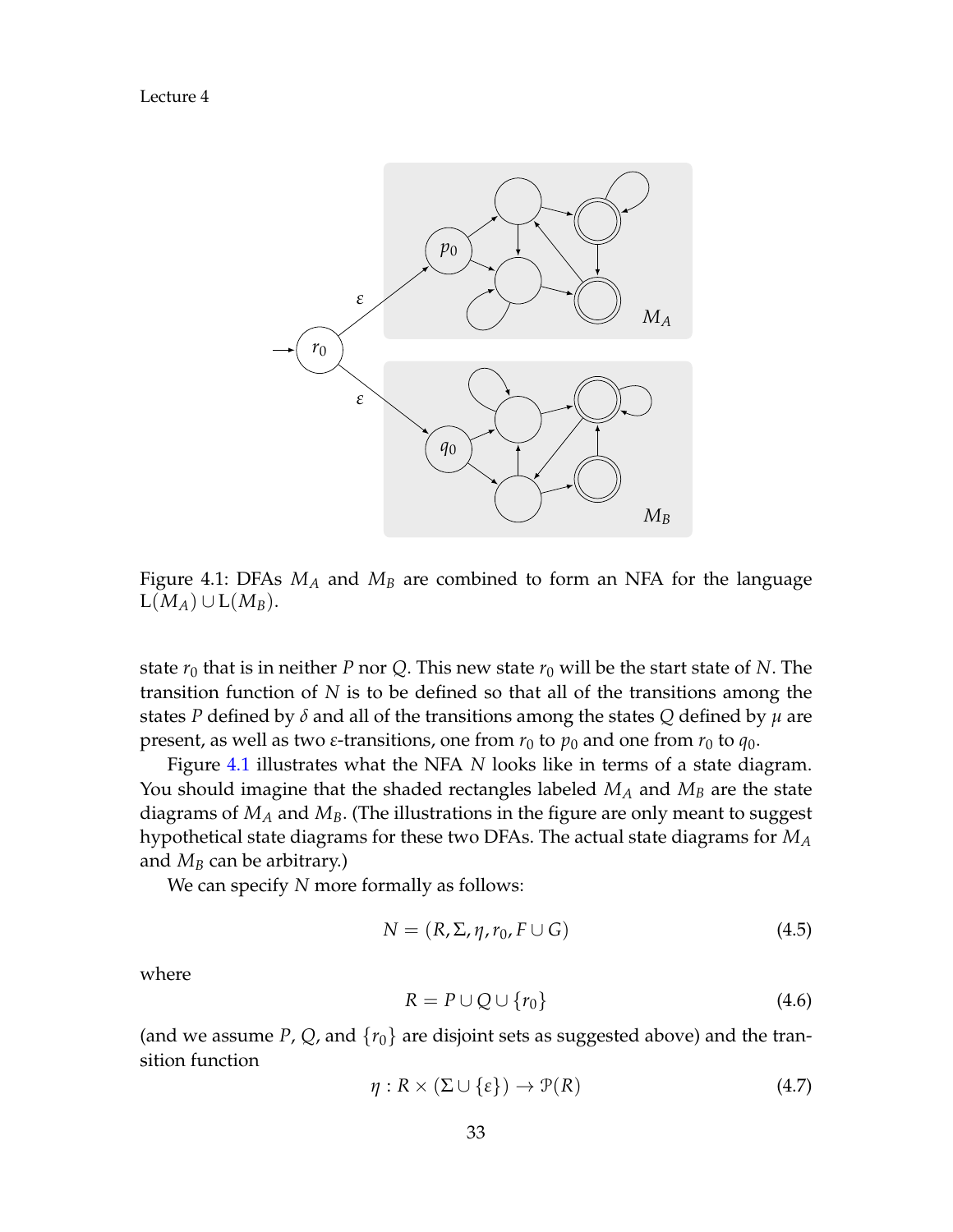Figure 4.1: DFAs $M_A$ and $M_B$ are combined to form an NFA for the language $L(M_A) \cup L(M_B)$.

state $r_0$ that is in neither $P$ nor $Q$. This new state $r_0$ will be the start state of $N$. The transition function of $N$ is to be defined so that all of the transitions among the states $P$ defined by $\delta$ and all of the transitions among the states $Q$ defined by $\mu$ are present, as well as two $\varepsilon$-transitions, one from $r_0$ to $p_0$ and one from $r_0$ to $q_0$.

Figure 4.1 illustrates what the NFA $N$ looks like in terms of a state diagram. You should imagine that the shaded rectangles labeled $M_A$ and $M_B$ are the state diagrams of $M_A$ and $M_B$. (The illustrations in the figure are only meant to suggest hypothetical state diagrams for these two DFAs. The actual state diagrams for $M_A$ and $M_B$ can be arbitrary.)

We can specify $N$ more formally as follows:

$$N = (R, \Sigma, \eta, r_0, F \cup G) \tag{4.5}$$

where

$$R = P \cup Q \cup \{r_0\} \tag{4.6}$$

(and we assume $P$, $Q$, and $\{r_0\}$ are disjoint sets as suggested above) and the transition function

$$\eta : R \times (\Sigma \cup \{\varepsilon\}) \to \mathcal{P}(R) \tag{4.7}$$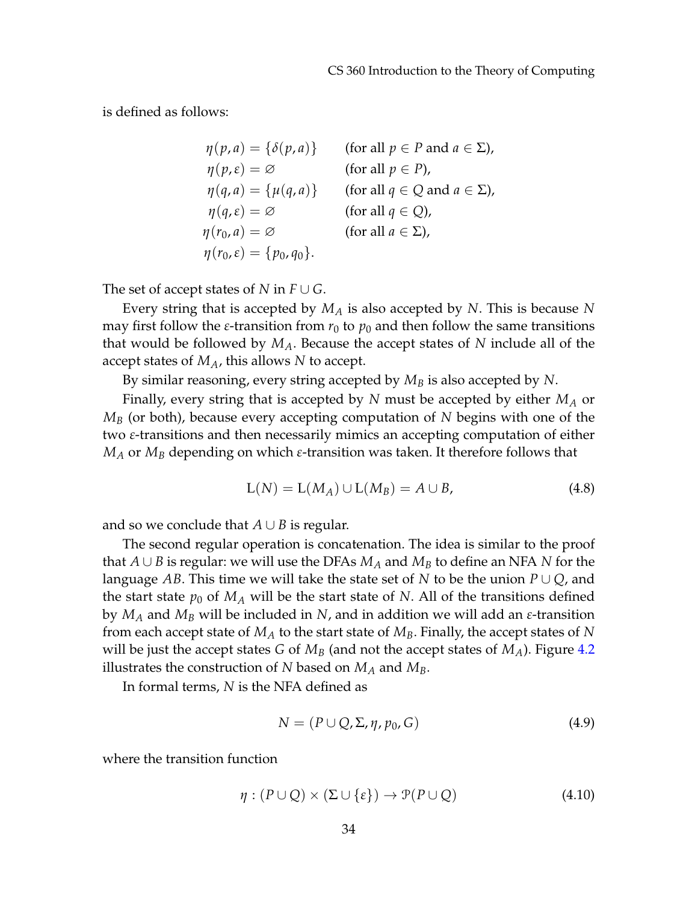is defined as follows:

$$
\begin{aligned}
\eta(p, a) &= \{\delta(p, a)\} && \text{(for all } p \in P \text{ and } a \in \Sigma\text{)},\\
\eta(p, \varepsilon) &= \varnothing && \text{(for all } p \in P\text{)},\\
\eta(q, a) &= \{\mu(q, a)\} && \text{(for all } q \in Q \text{ and } a \in \Sigma\text{)},\\
\eta(q, \varepsilon) &= \varnothing && \text{(for all } q \in Q\text{)},\\
\eta(r_0, a) &= \varnothing && \text{(for all } a \in \Sigma\text{)},\\
\eta(r_0, \varepsilon) &= \{p_0, q_0\}.
\end{aligned}
$$

The set of accept states of $N$ in $F \cup G$.

Every string that is accepted by $M_A$ is also accepted by $N$. This is because $N$ may first follow the $\varepsilon$-transition from $r_0$ to $p_0$ and then follow the same transitions that would be followed by $M_A$. Because the accept states of $N$ include all of the accept states of $M_A$, this allows $N$ to accept.

By similar reasoning, every string accepted by $M_B$ is also accepted by $N$.

Finally, every string that is accepted by $N$ must be accepted by either $M_A$ or $M_B$ (or both), because every accepting computation of $N$ begins with one of the two $\varepsilon$-transitions and then necessarily mimics an accepting computation of either $M_A$ or $M_B$ depending on which $\varepsilon$-transition was taken. It therefore follows that

$$
\mathrm{L}(N) = \mathrm{L}(M_A) \cup \mathrm{L}(M_B) = A \cup B, \tag{4.8}
$$

and so we conclude that $A \cup B$ is regular.

The second regular operation is concatenation. The idea is similar to the proof that $A \cup B$ is regular: we will use the DFAs $M_A$ and $M_B$ to define an NFA $N$ for the language $AB$. This time we will take the state set of $N$ to be the union $P \cup Q$, and the start state $p_0$ of $M_A$ will be the start state of $N$. All of the transitions defined by $M_A$ and $M_B$ will be included in $N$, and in addition we will add an $\varepsilon$-transition from each accept state of $M_A$ to the start state of $M_B$. Finally, the accept states of $N$ will be just the accept states $G$ of $M_B$ (and not the accept states of $M_A$). Figure 4.2 illustrates the construction of $N$ based on $M_A$ and $M_B$.

In formal terms, $N$ is the NFA defined as

$$
N = (P \cup Q, \Sigma, \eta, p_0, G) \tag{4.9}
$$

where the transition function

$$
\eta : (P \cup Q) \times (\Sigma \cup \{\varepsilon\}) \rightarrow \mathcal{P}(P \cup Q) \tag{4.10}
$$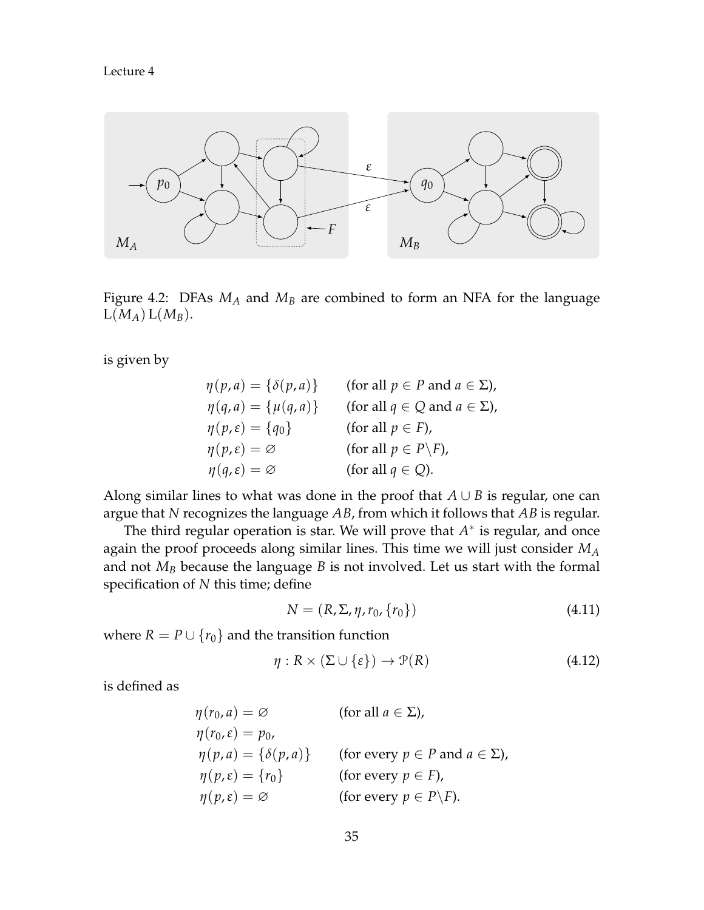Figure 4.2: DFAs $M_A$ and $M_B$ are combined to form an NFA for the language $\mathrm{L}(M_A)\,\mathrm{L}(M_B)$.

is given by

$$
\begin{aligned}
\eta(p,a) &= \{\delta(p,a)\} && \text{(for all } p \in P \text{ and } a \in \Sigma\text{)},\\
\eta(q,a) &= \{\mu(q,a)\} && \text{(for all } q \in Q \text{ and } a \in \Sigma\text{)},\\
\eta(p,\varepsilon) &= \{q_0\} && \text{(for all } p \in F\text{)},\\
\eta(p,\varepsilon) &= \varnothing && \text{(for all } p \in P\backslash F\text{)},\\
\eta(q,\varepsilon) &= \varnothing && \text{(for all } q \in Q\text{)}.
\end{aligned}
$$

Along similar lines to what was done in the proof that $A \cup B$ is regular, one can argue that $N$ recognizes the language $AB$, from which it follows that $AB$ is regular.

The third regular operation is star. We will prove that $A^*$ is regular, and once again the proof proceeds along similar lines. This time we will just consider $M_A$ and not $M_B$ because the language $B$ is not involved. Let us start with the formal specification of $N$ this time; define

$$
N = (R, \Sigma, \eta, r_0, \{r_0\}) \tag{4.11}
$$

where $R = P \cup \{r_0\}$ and the transition function

$$
\eta : R \times (\Sigma \cup \{\varepsilon\}) \rightarrow \mathcal{P}(R) \tag{4.12}
$$

is defined as

$$
\begin{aligned}
\eta(r_0,a) &= \varnothing && \text{(for all } a \in \Sigma\text{)},\\
\eta(r_0,\varepsilon) &= p_0, &&\\
\eta(p,a) &= \{\delta(p,a)\} && \text{(for every } p \in P \text{ and } a \in \Sigma\text{)},\\
\eta(p,\varepsilon) &= \{r_0\} && \text{(for every } p \in F\text{)},\\
\eta(p,\varepsilon) &= \varnothing && \text{(for every } p \in P\backslash F\text{)}.
\end{aligned}
$$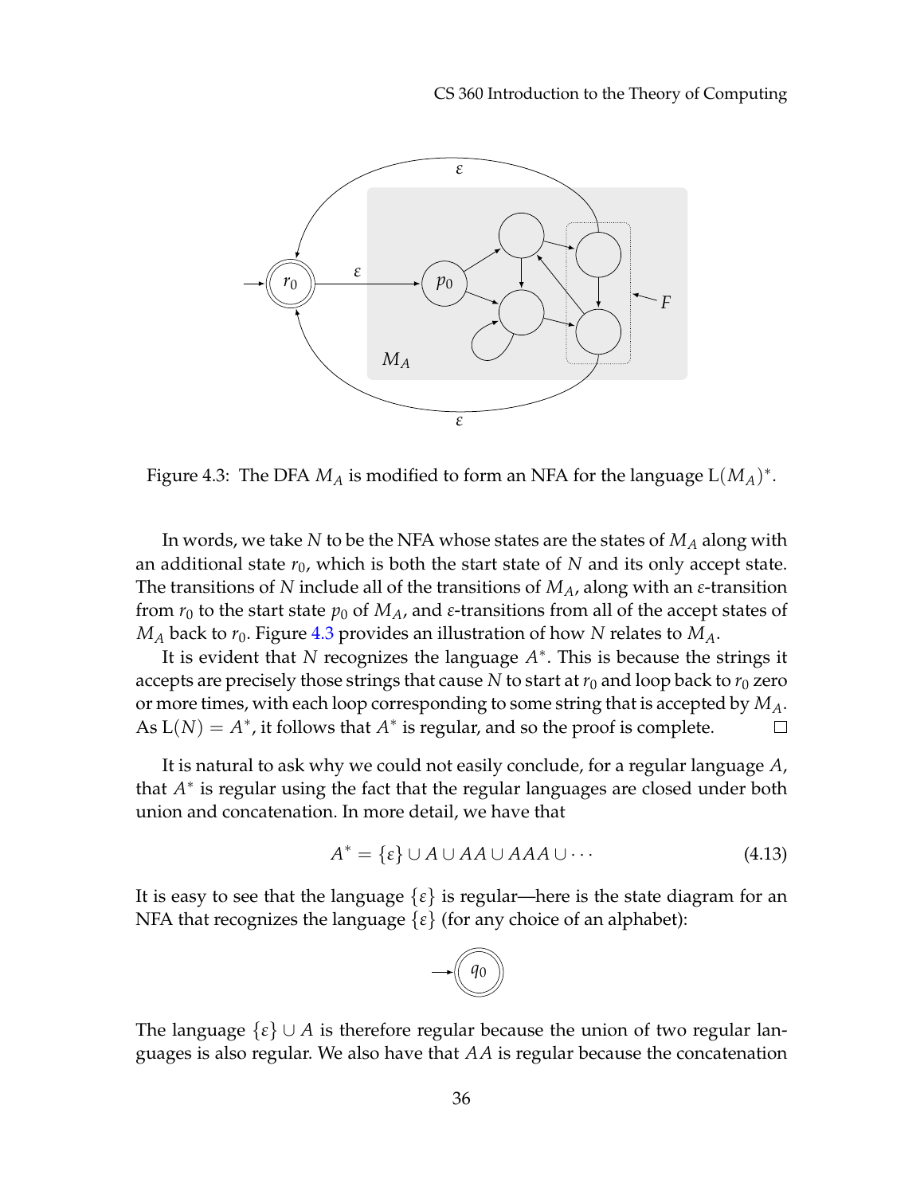Figure 4.3: The DFA $M_A$ is modified to form an NFA for the language $\mathrm{L}(M_A)^*$.

In words, we take $N$ to be the NFA whose states are the states of $M_A$ along with an additional state $r_0$, which is both the start state of $N$ and its only accept state. The transitions of $N$ include all of the transitions of $M_A$, along with an $\varepsilon$-transition from $r_0$ to the start state $p_0$ of $M_A$, and $\varepsilon$-transitions from all of the accept states of $M_A$ back to $r_0$. Figure 4.3 provides an illustration of how $N$ relates to $M_A$.

It is evident that $N$ recognizes the language $A^*$. This is because the strings it accepts are precisely those strings that cause $N$ to start at $r_0$ and loop back to $r_0$ zero or more times, with each loop corresponding to some string that is accepted by $M_A$. As $\mathrm{L}(N) = A^*$, it follows that $A^*$ is regular, and so the proof is complete. □

It is natural to ask why we could not easily conclude, for a regular language $A$, that $A^*$ is regular using the fact that the regular languages are closed under both union and concatenation. In more detail, we have that

$$A^* = \{\varepsilon\} \cup A \cup AA \cup AAA \cup \cdots \tag{4.13}$$

It is easy to see that the language $\{\varepsilon\}$ is regular—here is the state diagram for an NFA that recognizes the language $\{\varepsilon\}$ (for any choice of an alphabet):

The language $\{\varepsilon\} \cup A$ is therefore regular because the union of two regular languages is also regular. We also have that $AA$ is regular because the concatenation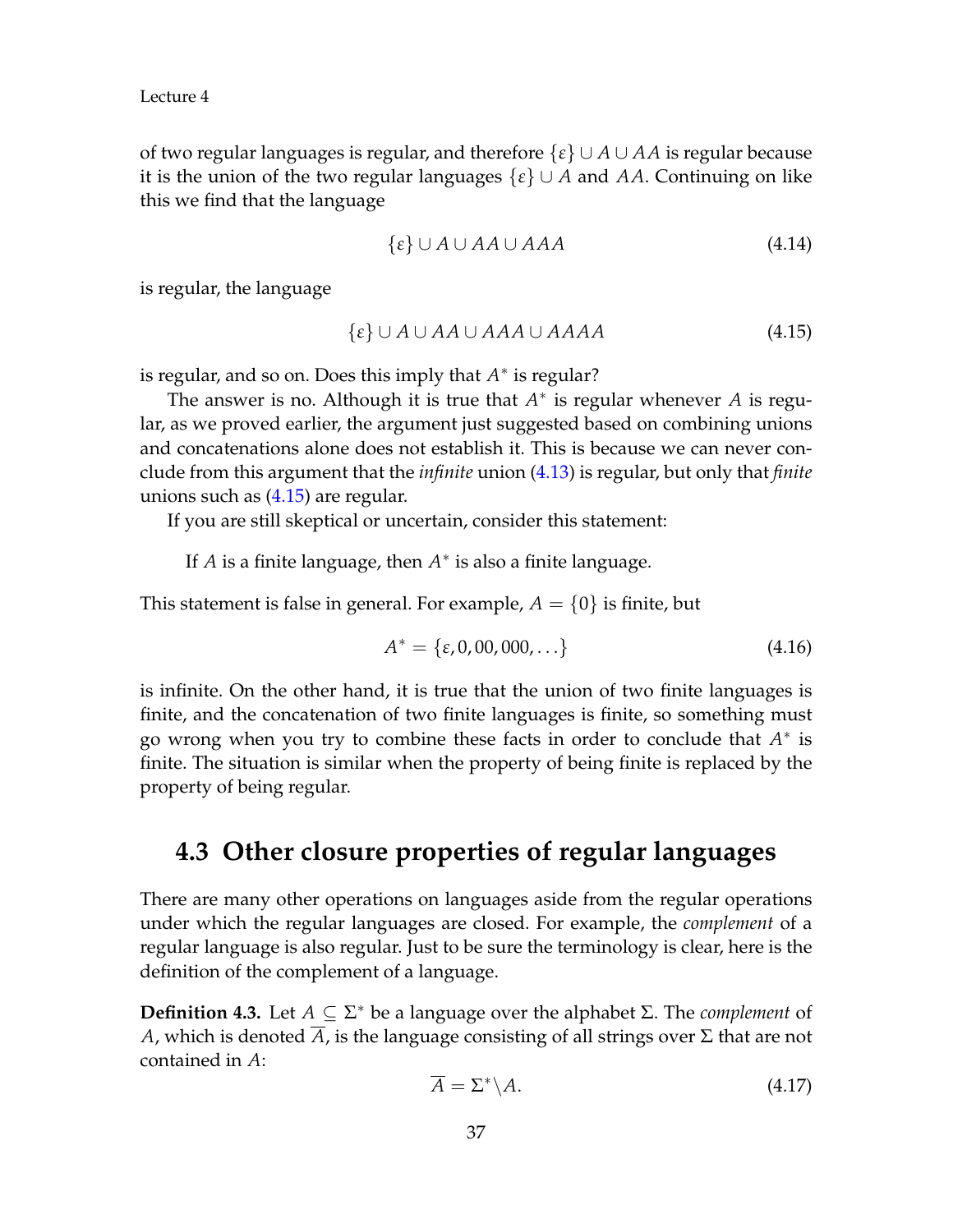of two regular languages is regular, and therefore $\{\varepsilon\} \cup A \cup AA$ is regular because it is the union of the two regular languages $\{\varepsilon\} \cup A$ and $AA$. Continuing on like this we find that the language

$$\{\varepsilon\} \cup A \cup AA \cup AAA \tag{4.14}$$

is regular, the language

$$\{\varepsilon\} \cup A \cup AA \cup AAA \cup AAAA \tag{4.15}$$

is regular, and so on. Does this imply that $A^*$ is regular?

The answer is no. Although it is true that $A^*$ is regular whenever $A$ is regular, as we proved earlier, the argument just suggested based on combining unions and concatenations alone does not establish it. This is because we can never conclude from this argument that the *infinite* union (4.13) is regular, but only that *finite* unions such as (4.15) are regular.

If you are still skeptical or uncertain, consider this statement:

> If $A$ is a finite language, then $A^*$ is also a finite language.

This statement is false in general. For example, $A = \{0\}$ is finite, but

$$A^* = \{\varepsilon, 0, 00, 000, \ldots\} \tag{4.16}$$

is infinite. On the other hand, it is true that the union of two finite languages is finite, and the concatenation of two finite languages is finite, so something must go wrong when you try to combine these facts in order to conclude that $A^*$ is finite. The situation is similar when the property of being finite is replaced by the property of being regular.

## 4.3 Other closure properties of regular languages

There are many other operations on languages aside from the regular operations under which the regular languages are closed. For example, the *complement* of a regular language is also regular. Just to be sure the terminology is clear, here is the definition of the complement of a language.

**Definition 4.3.** Let $A \subseteq \Sigma^*$ be a language over the alphabet $\Sigma$. The *complement* of $A$, which is denoted $\overline{A}$, is the language consisting of all strings over $\Sigma$ that are not contained in $A$:

$$\overline{A} = \Sigma^* \backslash A. \tag{4.17}$$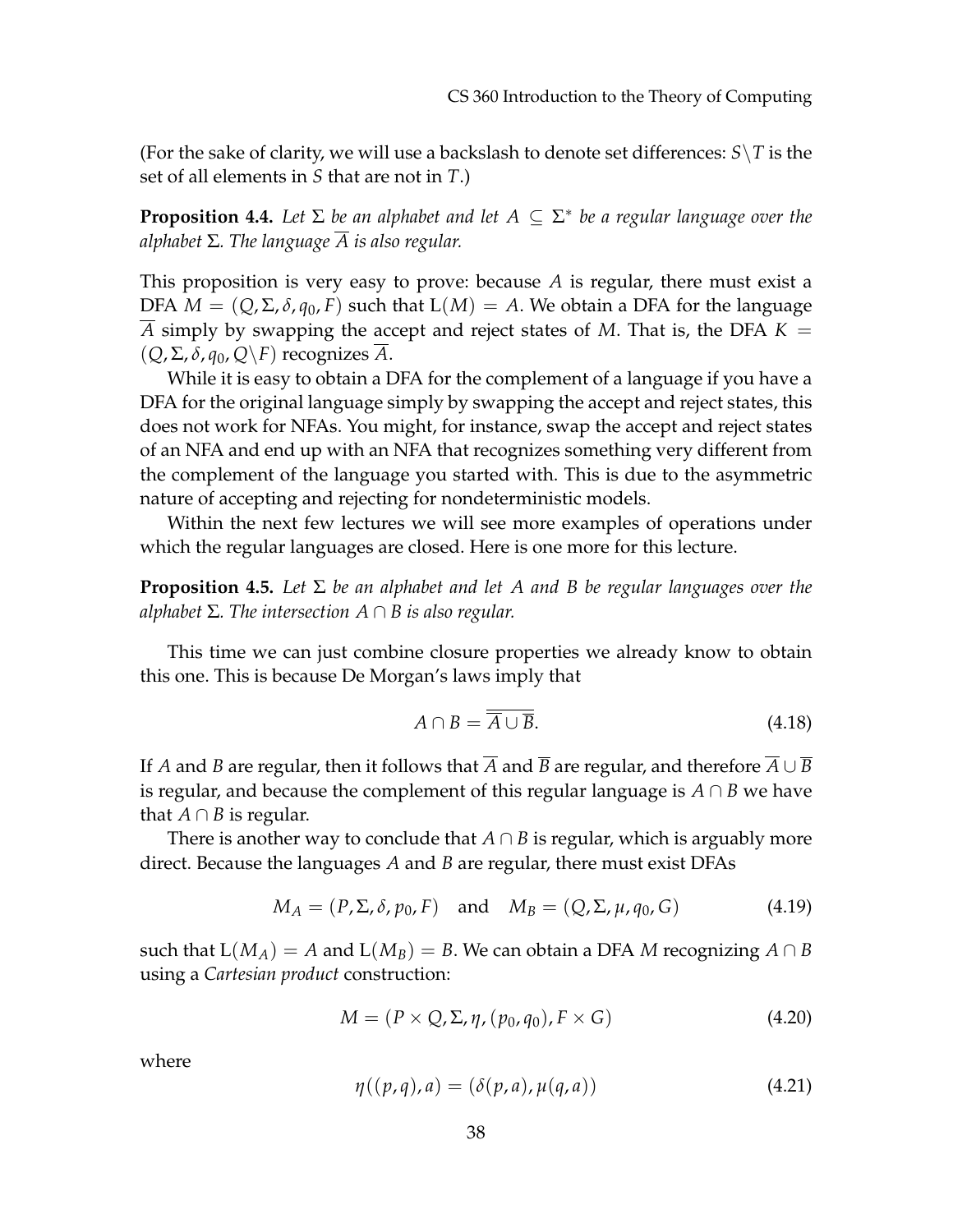(For the sake of clarity, we will use a backslash to denote set differences: $S \backslash T$ is the set of all elements in $S$ that are not in $T$.)

**Proposition 4.4.** *Let $\Sigma$ be an alphabet and let $A \subseteq \Sigma^*$ be a regular language over the alphabet $\Sigma$. The language $\overline{A}$ is also regular.*

This proposition is very easy to prove: because $A$ is regular, there must exist a DFA $M = (Q, \Sigma, \delta, q_0, F)$ such that $\mathrm{L}(M) = A$. We obtain a DFA for the language $\overline{A}$ simply by swapping the accept and reject states of $M$. That is, the DFA $K = (Q, \Sigma, \delta, q_0, Q \backslash F)$ recognizes $\overline{A}$.

While it is easy to obtain a DFA for the complement of a language if you have a DFA for the original language simply by swapping the accept and reject states, this does not work for NFAs. You might, for instance, swap the accept and reject states of an NFA and end up with an NFA that recognizes something very different from the complement of the language you started with. This is due to the asymmetric nature of accepting and rejecting for nondeterministic models.

Within the next few lectures we will see more examples of operations under which the regular languages are closed. Here is one more for this lecture.

**Proposition 4.5.** *Let $\Sigma$ be an alphabet and let $A$ and $B$ be regular languages over the alphabet $\Sigma$. The intersection $A \cap B$ is also regular.*

This time we can just combine closure properties we already know to obtain this one. This is because De Morgan's laws imply that

$$A \cap B = \overline{\overline{A} \cup \overline{B}}. \tag{4.18}$$

If $A$ and $B$ are regular, then it follows that $\overline{A}$ and $\overline{B}$ are regular, and therefore $\overline{A} \cup \overline{B}$ is regular, and because the complement of this regular language is $A \cap B$ we have that $A \cap B$ is regular.

There is another way to conclude that $A \cap B$ is regular, which is arguably more direct. Because the languages $A$ and $B$ are regular, there must exist DFAs

$$M_A = (P, \Sigma, \delta, p_0, F) \quad \text{and} \quad M_B = (Q, \Sigma, \mu, q_0, G) \tag{4.19}$$

such that $\mathrm{L}(M_A) = A$ and $\mathrm{L}(M_B) = B$. We can obtain a DFA $M$ recognizing $A \cap B$ using a *Cartesian product* construction:

$$M = (P \times Q, \Sigma, \eta, (p_0, q_0), F \times G) \tag{4.20}$$

where

$$\eta((p, q), a) = (\delta(p, a), \mu(q, a)) \tag{4.21}$$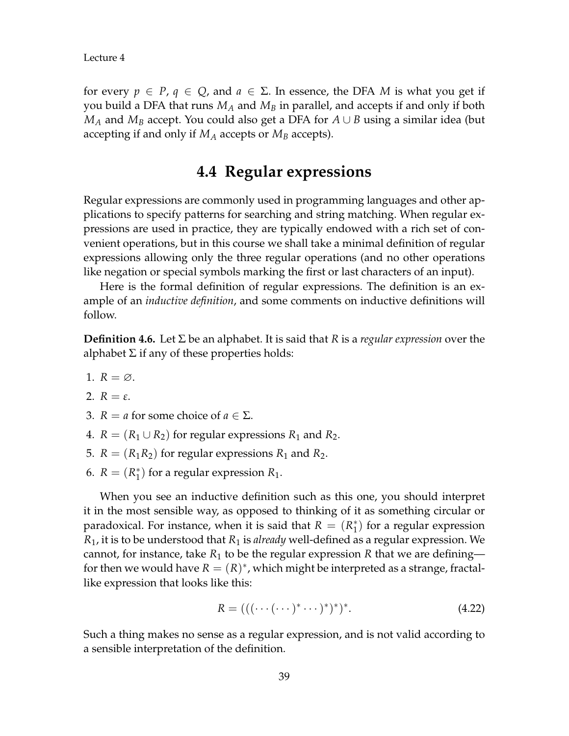for every $p \in P$, $q \in Q$, and $a \in \Sigma$. In essence, the DFA $M$ is what you get if you build a DFA that runs $M_A$ and $M_B$ in parallel, and accepts if and only if both $M_A$ and $M_B$ accept. You could also get a DFA for $A \cup B$ using a similar idea (but accepting if and only if $M_A$ accepts or $M_B$ accepts).

## 4.4 Regular expressions

Regular expressions are commonly used in programming languages and other applications to specify patterns for searching and string matching. When regular expressions are used in practice, they are typically endowed with a rich set of convenient operations, but in this course we shall take a minimal definition of regular expressions allowing only the three regular operations (and no other operations like negation or special symbols marking the first or last characters of an input).

Here is the formal definition of regular expressions. The definition is an example of an *inductive definition*, and some comments on inductive definitions will follow.

**Definition 4.6.** Let $\Sigma$ be an alphabet. It is said that $R$ is a *regular expression* over the alphabet $\Sigma$ if any of these properties holds:

1. $R = \varnothing$.
2. $R = \varepsilon$.
3. $R = a$ for some choice of $a \in \Sigma$.
4. $R = (R_1 \cup R_2)$ for regular expressions $R_1$ and $R_2$.
5. $R = (R_1 R_2)$ for regular expressions $R_1$ and $R_2$.
6. $R = (R_1^*)$ for a regular expression $R_1$.

When you see an inductive definition such as this one, you should interpret it in the most sensible way, as opposed to thinking of it as something circular or paradoxical. For instance, when it is said that $R = (R_1^*)$ for a regular expression $R_1$, it is to be understood that $R_1$ is *already* well-defined as a regular expression. We cannot, for instance, take $R_1$ to be the regular expression $R$ that we are defining—for then we would have $R = (R)^*$, which might be interpreted as a strange, fractal-like expression that looks like this:

$$R = (((\cdots(\cdots)^*\cdots)^*)^*)^*. \tag{4.22}$$

Such a thing makes no sense as a regular expression, and is not valid according to a sensible interpretation of the definition.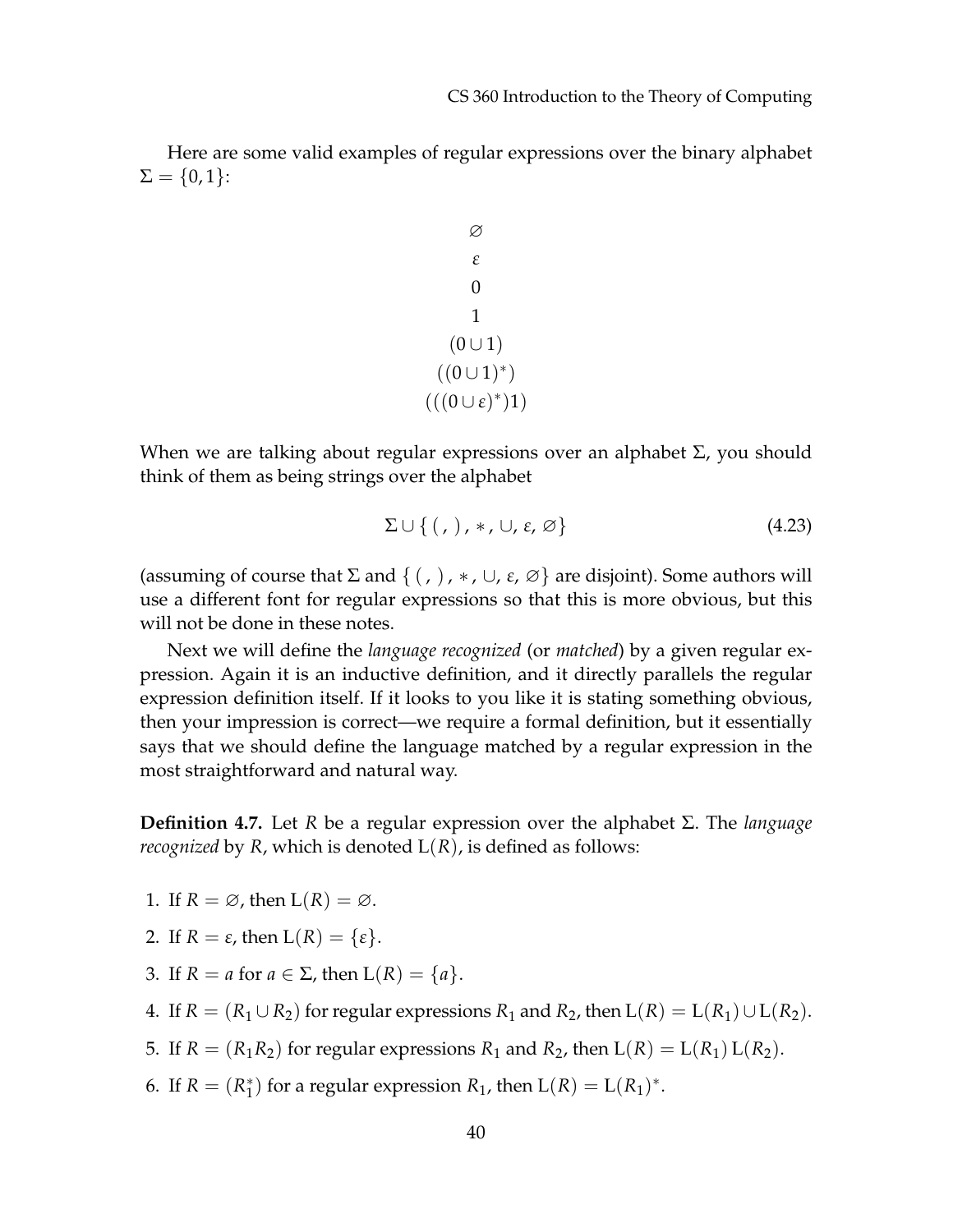Here are some valid examples of regular expressions over the binary alphabet $\Sigma = \{0, 1\}$:

$$\varnothing$$
$$\varepsilon$$
$$0$$
$$1$$
$$(0 \cup 1)$$
$$((0 \cup 1)^*)$$
$$(((0 \cup \varepsilon)^*)1)$$

When we are talking about regular expressions over an alphabet $\Sigma$, you should think of them as being strings over the alphabet

$$\Sigma \cup \{\, (\, ,\, )\, ,\, *\, ,\, \cup,\, \varepsilon,\, \varnothing \} \tag{4.23}$$

(assuming of course that $\Sigma$ and $\{\, (\, ,\, )\, ,\, *\, ,\, \cup,\, \varepsilon,\, \varnothing\}$ are disjoint). Some authors will use a different font for regular expressions so that this is more obvious, but this will not be done in these notes.

Next we will define the *language recognized* (or *matched*) by a given regular expression. Again it is an inductive definition, and it directly parallels the regular expression definition itself. If it looks to you like it is stating something obvious, then your impression is correct—we require a formal definition, but it essentially says that we should define the language matched by a regular expression in the most straightforward and natural way.

**Definition 4.7.** Let $R$ be a regular expression over the alphabet $\Sigma$. The *language recognized* by $R$, which is denoted $\mathrm{L}(R)$, is defined as follows:

1. If $R = \varnothing$, then $\mathrm{L}(R) = \varnothing$.
2. If $R = \varepsilon$, then $\mathrm{L}(R) = \{\varepsilon\}$.
3. If $R = a$ for $a \in \Sigma$, then $\mathrm{L}(R) = \{a\}$.
4. If $R = (R_1 \cup R_2)$ for regular expressions $R_1$ and $R_2$, then $\mathrm{L}(R) = \mathrm{L}(R_1) \cup \mathrm{L}(R_2)$.
5. If $R = (R_1 R_2)$ for regular expressions $R_1$ and $R_2$, then $\mathrm{L}(R) = \mathrm{L}(R_1)\,\mathrm{L}(R_2)$.
6. If $R = (R_1^*)$ for a regular expression $R_1$, then $\mathrm{L}(R) = \mathrm{L}(R_1)^*$.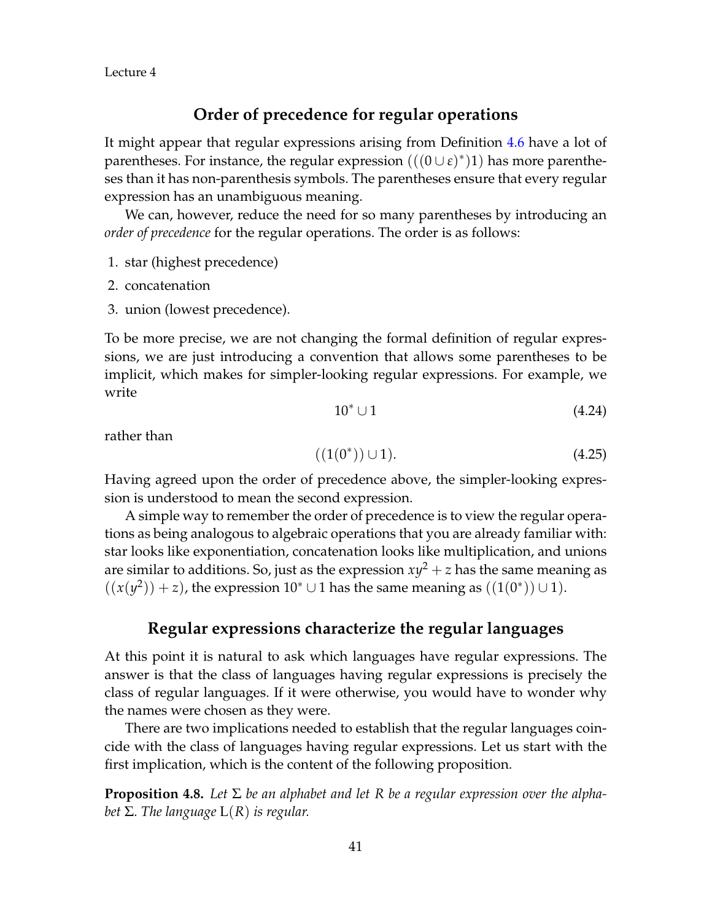## Order of precedence for regular operations

It might appear that regular expressions arising from Definition 4.6 have a lot of parentheses. For instance, the regular expression $(((0 \cup \varepsilon)^*)1)$ has more parentheses than it has non-parenthesis symbols. The parentheses ensure that every regular expression has an unambiguous meaning.

We can, however, reduce the need for so many parentheses by introducing an *order of precedence* for the regular operations. The order is as follows:

1. star (highest precedence)
2. concatenation
3. union (lowest precedence).

To be more precise, we are not changing the formal definition of regular expressions, we are just introducing a convention that allows some parentheses to be implicit, which makes for simpler-looking regular expressions. For example, we write

$$10^* \cup 1 \tag{4.24}$$

rather than

$$((1(0^*)) \cup 1). \tag{4.25}$$

Having agreed upon the order of precedence above, the simpler-looking expression is understood to mean the second expression.

A simple way to remember the order of precedence is to view the regular operations as being analogous to algebraic operations that you are already familiar with: star looks like exponentiation, concatenation looks like multiplication, and unions are similar to additions. So, just as the expression $xy^2 + z$ has the same meaning as $((x(y^2)) + z)$, the expression $10^* \cup 1$ has the same meaning as $((1(0^*)) \cup 1)$.

## Regular expressions characterize the regular languages

At this point it is natural to ask which languages have regular expressions. The answer is that the class of languages having regular expressions is precisely the class of regular languages. If it were otherwise, you would have to wonder why the names were chosen as they were.

There are two implications needed to establish that the regular languages coincide with the class of languages having regular expressions. Let us start with the first implication, which is the content of the following proposition.

**Proposition 4.8.** *Let $\Sigma$ be an alphabet and let $R$ be a regular expression over the alphabet $\Sigma$. The language $\mathrm{L}(R)$ is regular.*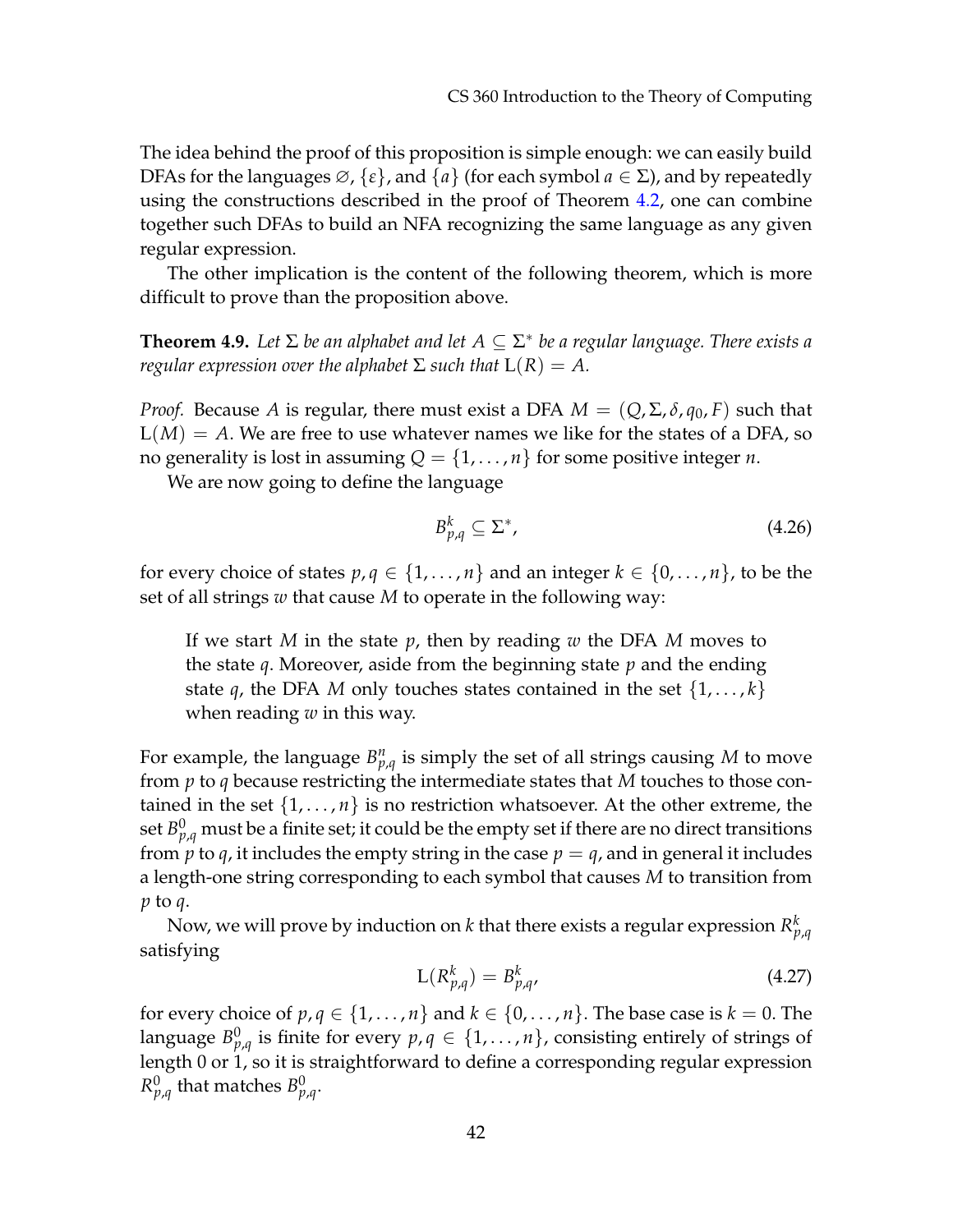The idea behind the proof of this proposition is simple enough: we can easily build DFAs for the languages $\varnothing$, $\{\varepsilon\}$, and $\{a\}$ (for each symbol $a \in \Sigma$), and by repeatedly using the constructions described in the proof of Theorem 4.2, one can combine together such DFAs to build an NFA recognizing the same language as any given regular expression.

The other implication is the content of the following theorem, which is more difficult to prove than the proposition above.

**Theorem 4.9.** *Let $\Sigma$ be an alphabet and let $A \subseteq \Sigma^*$ be a regular language. There exists a regular expression over the alphabet $\Sigma$ such that $\mathrm{L}(R) = A$.*

*Proof.* Because $A$ is regular, there must exist a DFA $M = (Q, \Sigma, \delta, q_0, F)$ such that $\mathrm{L}(M) = A$. We are free to use whatever names we like for the states of a DFA, so no generality is lost in assuming $Q = \{1, \ldots, n\}$ for some positive integer $n$.

We are now going to define the language

$$B^k_{p,q} \subseteq \Sigma^*, \tag{4.26}$$

for every choice of states $p, q \in \{1, \ldots, n\}$ and an integer $k \in \{0, \ldots, n\}$, to be the set of all strings $w$ that cause $M$ to operate in the following way:

> If we start $M$ in the state $p$, then by reading $w$ the DFA $M$ moves to the state $q$. Moreover, aside from the beginning state $p$ and the ending state $q$, the DFA $M$ only touches states contained in the set $\{1, \ldots, k\}$ when reading $w$ in this way.

For example, the language $B^n_{p,q}$ is simply the set of all strings causing $M$ to move from $p$ to $q$ because restricting the intermediate states that $M$ touches to those contained in the set $\{1, \ldots, n\}$ is no restriction whatsoever. At the other extreme, the set $B^0_{p,q}$ must be a finite set; it could be the empty set if there are no direct transitions from $p$ to $q$, it includes the empty string in the case $p = q$, and in general it includes a length-one string corresponding to each symbol that causes $M$ to transition from $p$ to $q$.

Now, we will prove by induction on $k$ that there exists a regular expression $R^k_{p,q}$ satisfying

$$\mathrm{L}(R^k_{p,q}) = B^k_{p,q}, \tag{4.27}$$

for every choice of $p, q \in \{1, \ldots, n\}$ and $k \in \{0, \ldots, n\}$. The base case is $k = 0$. The language $B^0_{p,q}$ is finite for every $p, q \in \{1, \ldots, n\}$, consisting entirely of strings of length 0 or 1, so it is straightforward to define a corresponding regular expression $R^0_{p,q}$ that matches $B^0_{p,q}$.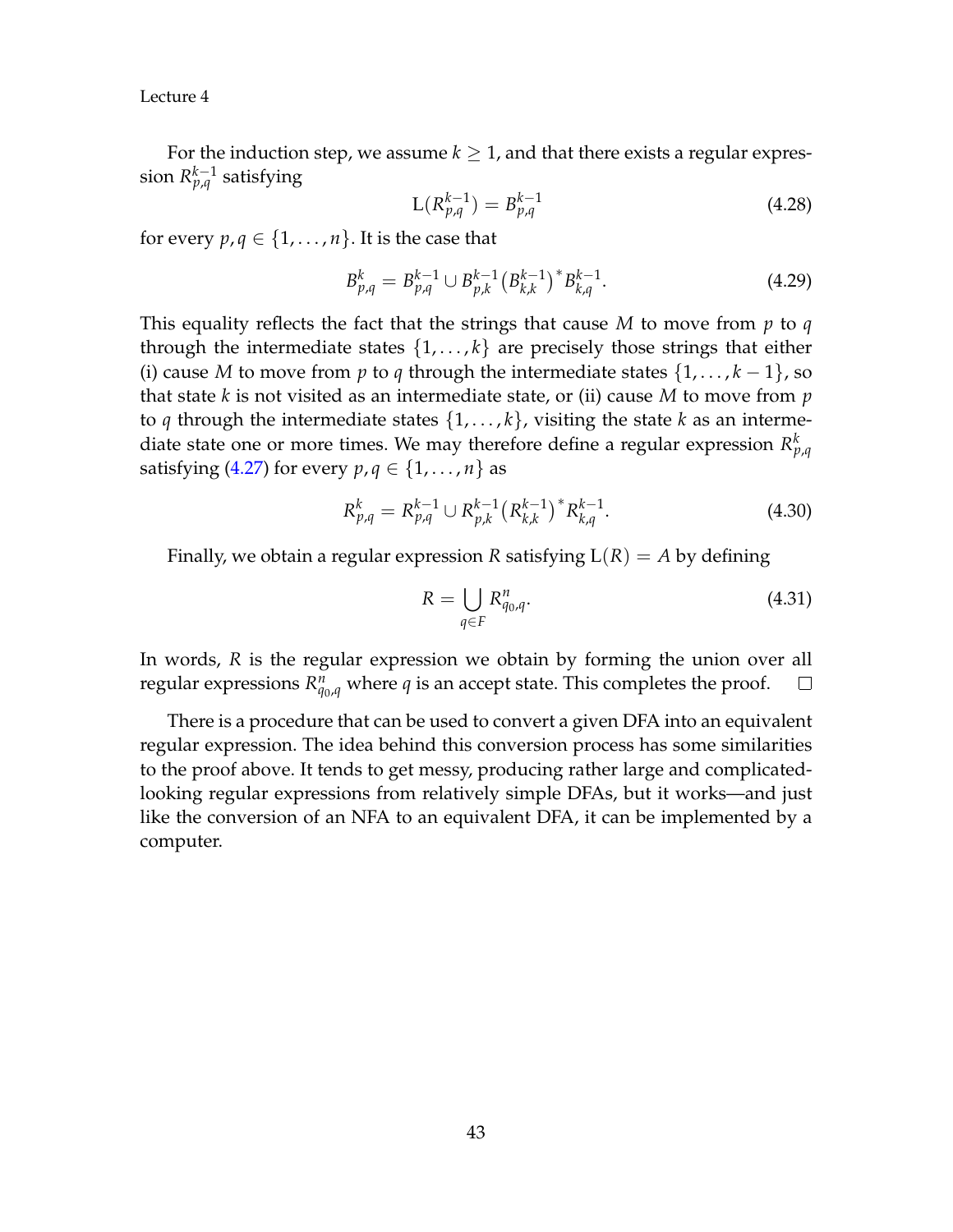For the induction step, we assume $k \geq 1$, and that there exists a regular expression $R^{k-1}_{p,q}$ satisfying

$$\mathrm{L}(R^{k-1}_{p,q}) = B^{k-1}_{p,q} \tag{4.28}$$

for every $p, q \in \{1, \ldots, n\}$. It is the case that

$$B^{k}_{p,q} = B^{k-1}_{p,q} \cup B^{k-1}_{p,k}\big(B^{k-1}_{k,k}\big)^{*}B^{k-1}_{k,q}. \tag{4.29}$$

This equality reflects the fact that the strings that cause $M$ to move from $p$ to $q$ through the intermediate states $\{1, \ldots, k\}$ are precisely those strings that either (i) cause $M$ to move from $p$ to $q$ through the intermediate states $\{1, \ldots, k-1\}$, so that state $k$ is not visited as an intermediate state, or (ii) cause $M$ to move from $p$ to $q$ through the intermediate states $\{1, \ldots, k\}$, visiting the state $k$ as an intermediate state one or more times. We may therefore define a regular expression $R^{k}_{p,q}$ satisfying (4.27) for every $p, q \in \{1, \ldots, n\}$ as

$$R^{k}_{p,q} = R^{k-1}_{p,q} \cup R^{k-1}_{p,k}\big(R^{k-1}_{k,k}\big)^{*}R^{k-1}_{k,q}. \tag{4.30}$$

Finally, we obtain a regular expression $R$ satisfying $\mathrm{L}(R) = A$ by defining

$$R = \bigcup_{q \in F} R^{n}_{q_0,q}. \tag{4.31}$$

In words, $R$ is the regular expression we obtain by forming the union over all regular expressions $R^{n}_{q_0,q}$ where $q$ is an accept state. This completes the proof. □

There is a procedure that can be used to convert a given DFA into an equivalent regular expression. The idea behind this conversion process has some similarities to the proof above. It tends to get messy, producing rather large and complicated-looking regular expressions from relatively simple DFAs, but it works—and just like the conversion of an NFA to an equivalent DFA, it can be implemented by a computer.